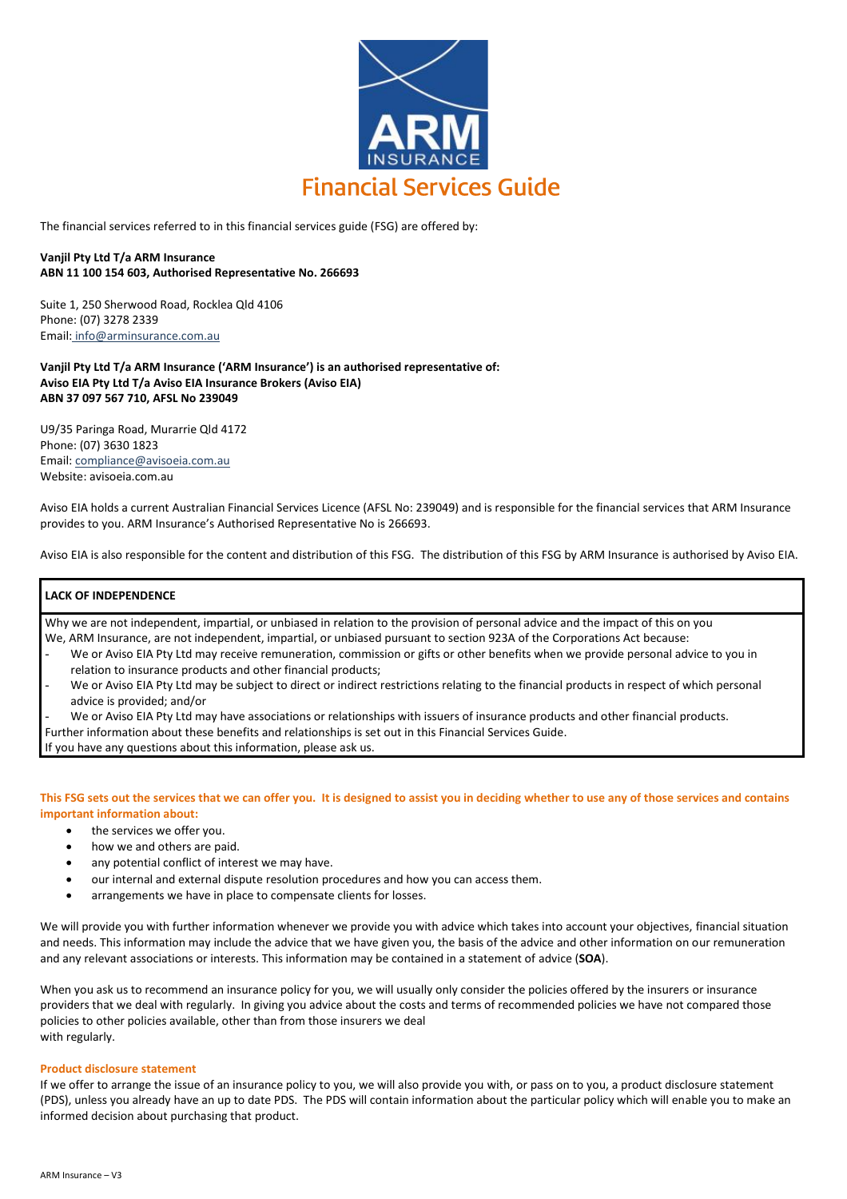# Financial Services Guide

The financial services referred to in this financial services guide (FSG) are offered by:

**Vanjil Pty Ltd T/a ARM Insurance**
**ABN 11 100 154 603, Authorised Representative No. 266693**

Suite 1, 250 Sherwood Road, Rocklea Qld 4106
Phone: (07) 3278 2339
Email: info@arminsurance.com.au

**Vanjil Pty Ltd T/a ARM Insurance ('ARM Insurance') is an authorised representative of:**
**Aviso EIA Pty Ltd T/a Aviso EIA Insurance Brokers (Aviso EIA)**
**ABN 37 097 567 710, AFSL No 239049**

U9/35 Paringa Road, Murarrie Qld 4172
Phone: (07) 3630 1823
Email: compliance@avisoeia.com.au
Website: avisoeia.com.au

Aviso EIA holds a current Australian Financial Services Licence (AFSL No: 239049) and is responsible for the financial services that ARM Insurance provides to you. ARM Insurance's Authorised Representative No is 266693.

Aviso EIA is also responsible for the content and distribution of this FSG. The distribution of this FSG by ARM Insurance is authorised by Aviso EIA.

**LACK OF INDEPENDENCE**

Why we are not independent, impartial, or unbiased in relation to the provision of personal advice and the impact of this on you

We, ARM Insurance, are not independent, impartial, or unbiased pursuant to section 923A of the Corporations Act because:

- We or Aviso EIA Pty Ltd may receive remuneration, commission or gifts or other benefits when we provide personal advice to you in relation to insurance products and other financial products;
- We or Aviso EIA Pty Ltd may be subject to direct or indirect restrictions relating to the financial products in respect of which personal advice is provided; and/or
- We or Aviso EIA Pty Ltd may have associations or relationships with issuers of insurance products and other financial products.

Further information about these benefits and relationships is set out in this Financial Services Guide.

If you have any questions about this information, please ask us.

**This FSG sets out the services that we can offer you. It is designed to assist you in deciding whether to use any of those services and contains important information about:**

- the services we offer you.
- how we and others are paid.
- any potential conflict of interest we may have.
- our internal and external dispute resolution procedures and how you can access them.
- arrangements we have in place to compensate clients for losses.

We will provide you with further information whenever we provide you with advice which takes into account your objectives, financial situation and needs. This information may include the advice that we have given you, the basis of the advice and other information on our remuneration and any relevant associations or interests. This information may be contained in a statement of advice (**SOA**).

When you ask us to recommend an insurance policy for you, we will usually only consider the policies offered by the insurers or insurance providers that we deal with regularly. In giving you advice about the costs and terms of recommended policies we have not compared those policies to other policies available, other than from those insurers we deal with regularly.

### Product disclosure statement

If we offer to arrange the issue of an insurance policy to you, we will also provide you with, or pass on to you, a product disclosure statement (PDS), unless you already have an up to date PDS. The PDS will contain information about the particular policy which will enable you to make an informed decision about purchasing that product.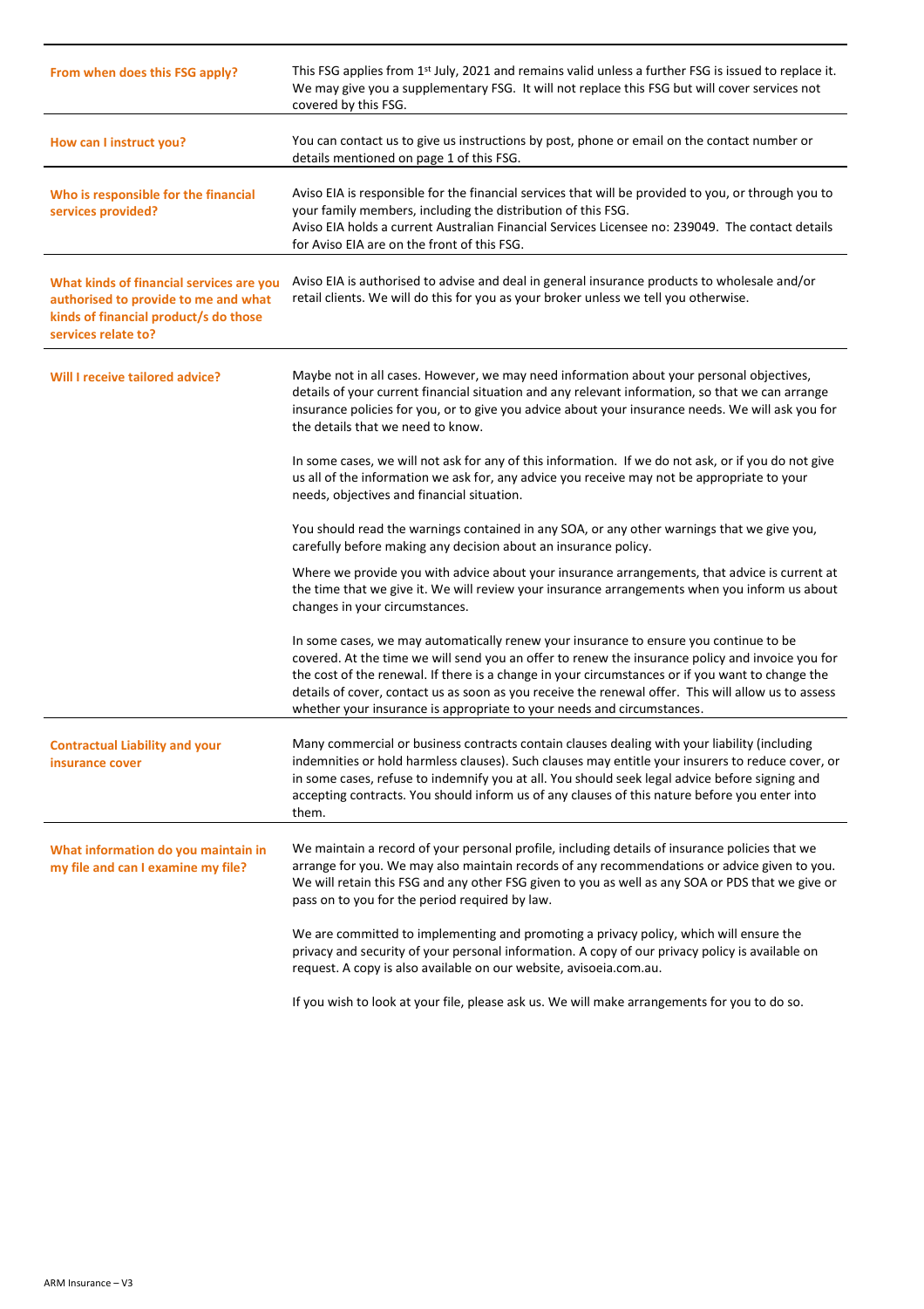| | |
|---|---|
| **From when does this FSG apply?** | This FSG applies from 1st July, 2021 and remains valid unless a further FSG is issued to replace it. We may give you a supplementary FSG. It will not replace this FSG but will cover services not covered by this FSG. |
| **How can I instruct you?** | You can contact us to give us instructions by post, phone or email on the contact number or details mentioned on page 1 of this FSG. |
| **Who is responsible for the financial services provided?** | Aviso EIA is responsible for the financial services that will be provided to you, or through you to your family members, including the distribution of this FSG.<br>Aviso EIA holds a current Australian Financial Services Licensee no: 239049. The contact details for Aviso EIA are on the front of this FSG. |
| **What kinds of financial services are you authorised to provide to me and what kinds of financial product/s do those services relate to?** | Aviso EIA is authorised to advise and deal in general insurance products to wholesale and/or retail clients. We will do this for you as your broker unless we tell you otherwise. |
| **Will I receive tailored advice?** | Maybe not in all cases. However, we may need information about your personal objectives, details of your current financial situation and any relevant information, so that we can arrange insurance policies for you, or to give you advice about your insurance needs. We will ask you for the details that we need to know.<br><br>In some cases, we will not ask for any of this information. If we do not ask, or if you do not give us all of the information we ask for, any advice you receive may not be appropriate to your needs, objectives and financial situation.<br><br>You should read the warnings contained in any SOA, or any other warnings that we give you, carefully before making any decision about an insurance policy.<br><br>Where we provide you with advice about your insurance arrangements, that advice is current at the time that we give it. We will review your insurance arrangements when you inform us about changes in your circumstances.<br><br>In some cases, we may automatically renew your insurance to ensure you continue to be covered. At the time we will send you an offer to renew the insurance policy and invoice you for the cost of the renewal. If there is a change in your circumstances or if you want to change the details of cover, contact us as soon as you receive the renewal offer. This will allow us to assess whether your insurance is appropriate to your needs and circumstances. |
| **Contractual Liability and your insurance cover** | Many commercial or business contracts contain clauses dealing with your liability (including indemnities or hold harmless clauses). Such clauses may entitle your insurers to reduce cover, or in some cases, refuse to indemnify you at all. You should seek legal advice before signing and accepting contracts. You should inform us of any clauses of this nature before you enter into them. |
| **What information do you maintain in my file and can I examine my file?** | We maintain a record of your personal profile, including details of insurance policies that we arrange for you. We may also maintain records of any recommendations or advice given to you. We will retain this FSG and any other FSG given to you as well as any SOA or PDS that we give or pass on to you for the period required by law.<br><br>We are committed to implementing and promoting a privacy policy, which will ensure the privacy and security of your personal information. A copy of our privacy policy is available on request. A copy is also available on our website, avisoeia.com.au.<br><br>If you wish to look at your file, please ask us. We will make arrangements for you to do so. |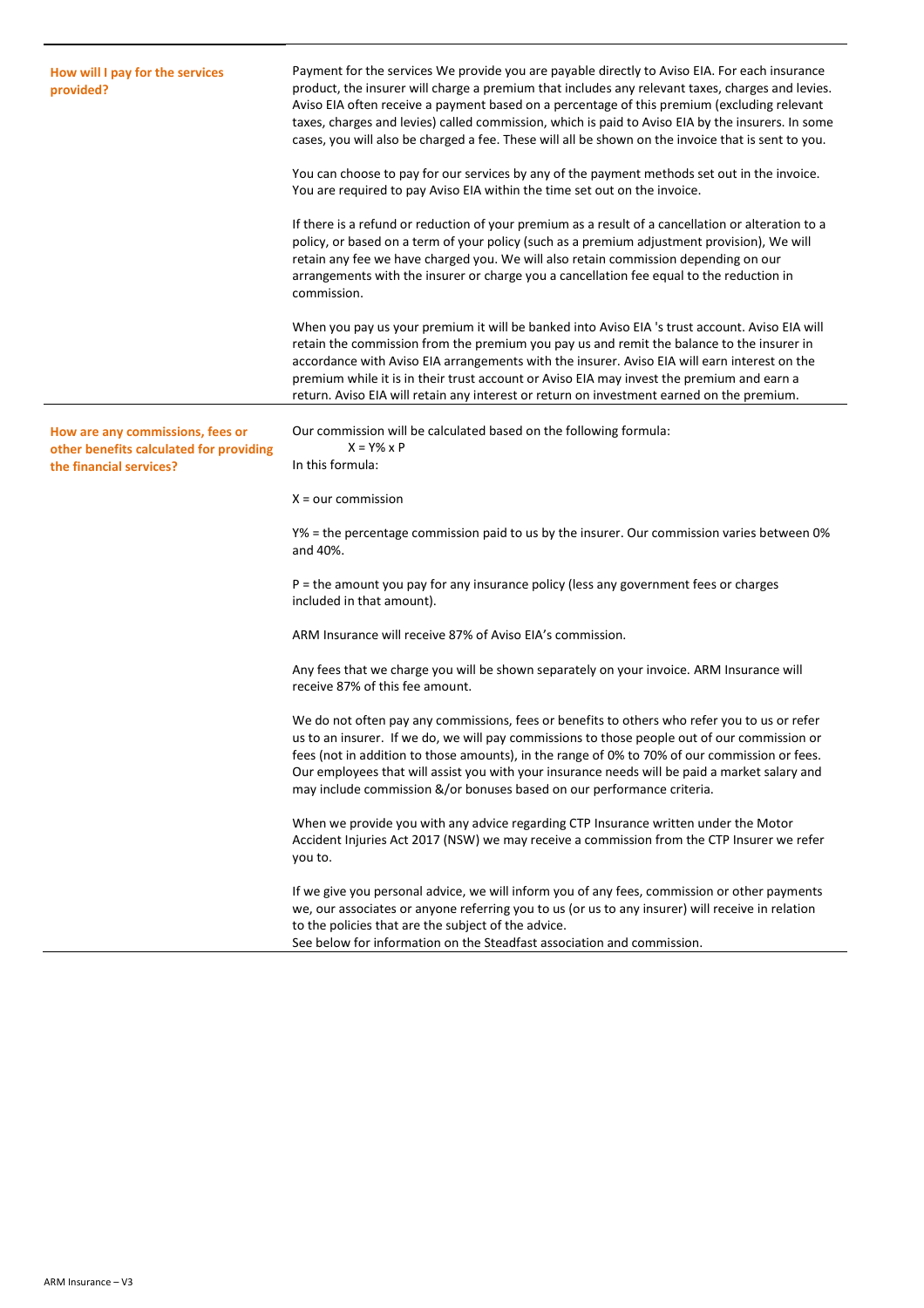## How will I pay for the services provided?

Payment for the services We provide you are payable directly to Aviso EIA. For each insurance product, the insurer will charge a premium that includes any relevant taxes, charges and levies. Aviso EIA often receive a payment based on a percentage of this premium (excluding relevant taxes, charges and levies) called commission, which is paid to Aviso EIA by the insurers. In some cases, you will also be charged a fee. These will all be shown on the invoice that is sent to you.

You can choose to pay for our services by any of the payment methods set out in the invoice. You are required to pay Aviso EIA within the time set out on the invoice.

If there is a refund or reduction of your premium as a result of a cancellation or alteration to a policy, or based on a term of your policy (such as a premium adjustment provision), We will retain any fee we have charged you. We will also retain commission depending on our arrangements with the insurer or charge you a cancellation fee equal to the reduction in commission.

When you pay us your premium it will be banked into Aviso EIA 's trust account. Aviso EIA will retain the commission from the premium you pay us and remit the balance to the insurer in accordance with Aviso EIA arrangements with the insurer. Aviso EIA will earn interest on the premium while it is in their trust account or Aviso EIA may invest the premium and earn a return. Aviso EIA will retain any interest or return on investment earned on the premium.

## How are any commissions, fees or other benefits calculated for providing the financial services?

Our commission will be calculated based on the following formula:

$$X = Y\% \times P$$

In this formula:

$X$ = our commission

$Y\%$ = the percentage commission paid to us by the insurer. Our commission varies between 0% and 40%.

$P$ = the amount you pay for any insurance policy (less any government fees or charges included in that amount).

ARM Insurance will receive 87% of Aviso EIA's commission.

Any fees that we charge you will be shown separately on your invoice. ARM Insurance will receive 87% of this fee amount.

We do not often pay any commissions, fees or benefits to others who refer you to us or refer us to an insurer. If we do, we will pay commissions to those people out of our commission or fees (not in addition to those amounts), in the range of 0% to 70% of our commission or fees. Our employees that will assist you with your insurance needs will be paid a market salary and may include commission &/or bonuses based on our performance criteria.

When we provide you with any advice regarding CTP Insurance written under the Motor Accident Injuries Act 2017 (NSW) we may receive a commission from the CTP Insurer we refer you to.

If we give you personal advice, we will inform you of any fees, commission or other payments we, our associates or anyone referring you to us (or us to any insurer) will receive in relation to the policies that are the subject of the advice.
See below for information on the Steadfast association and commission.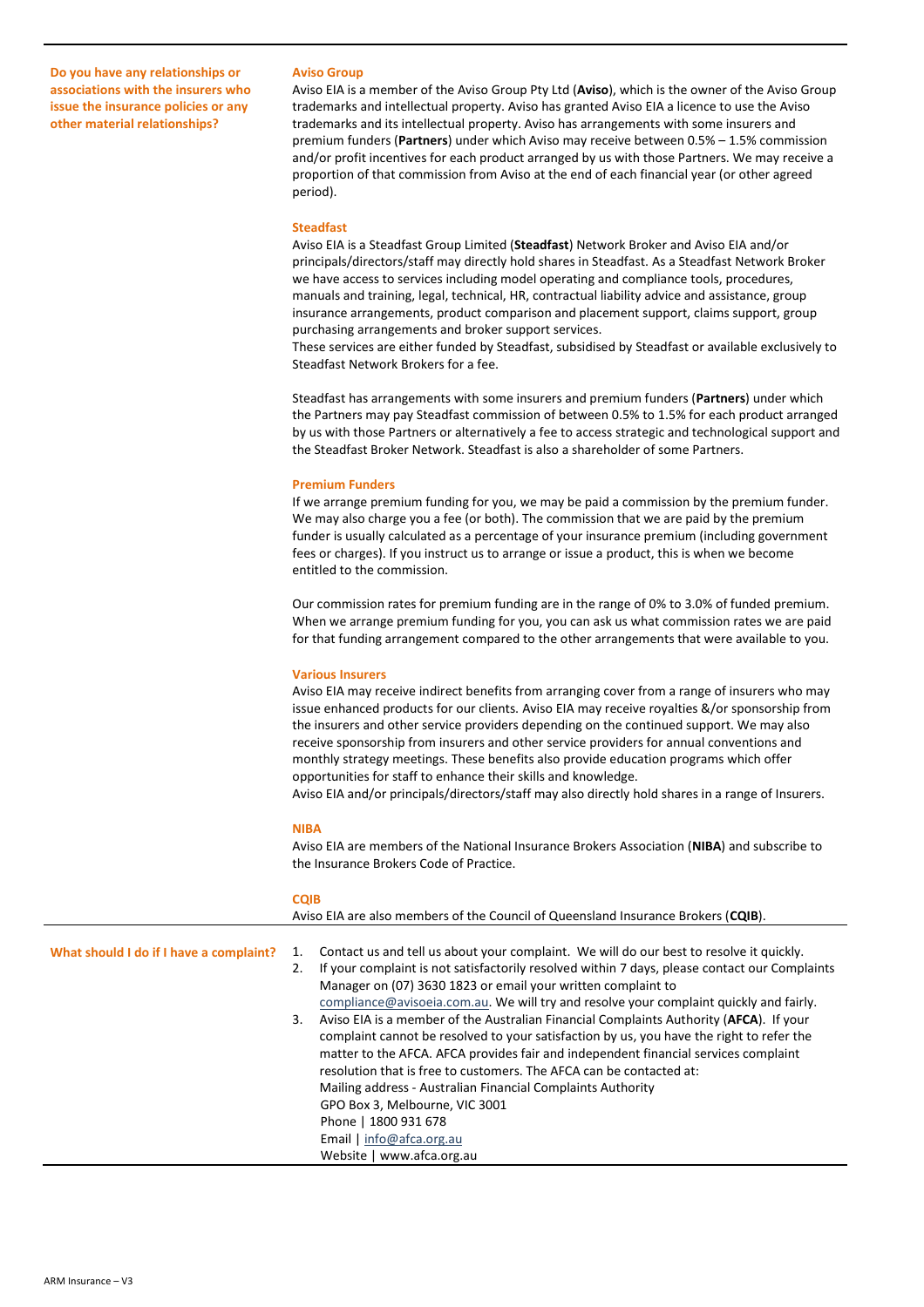**Do you have any relationships or associations with the insurers who issue the insurance policies or any other material relationships?**

### Aviso Group

Aviso EIA is a member of the Aviso Group Pty Ltd (**Aviso**), which is the owner of the Aviso Group trademarks and intellectual property. Aviso has granted Aviso EIA a licence to use the Aviso trademarks and its intellectual property. Aviso has arrangements with some insurers and premium funders (**Partners**) under which Aviso may receive between 0.5% – 1.5% commission and/or profit incentives for each product arranged by us with those Partners. We may receive a proportion of that commission from Aviso at the end of each financial year (or other agreed period).

### Steadfast

Aviso EIA is a Steadfast Group Limited (**Steadfast**) Network Broker and Aviso EIA and/or principals/directors/staff may directly hold shares in Steadfast. As a Steadfast Network Broker we have access to services including model operating and compliance tools, procedures, manuals and training, legal, technical, HR, contractual liability advice and assistance, group insurance arrangements, product comparison and placement support, claims support, group purchasing arrangements and broker support services.
These services are either funded by Steadfast, subsidised by Steadfast or available exclusively to Steadfast Network Brokers for a fee.

Steadfast has arrangements with some insurers and premium funders (**Partners**) under which the Partners may pay Steadfast commission of between 0.5% to 1.5% for each product arranged by us with those Partners or alternatively a fee to access strategic and technological support and the Steadfast Broker Network. Steadfast is also a shareholder of some Partners.

### Premium Funders

If we arrange premium funding for you, we may be paid a commission by the premium funder. We may also charge you a fee (or both). The commission that we are paid by the premium funder is usually calculated as a percentage of your insurance premium (including government fees or charges). If you instruct us to arrange or issue a product, this is when we become entitled to the commission.

Our commission rates for premium funding are in the range of 0% to 3.0% of funded premium. When we arrange premium funding for you, you can ask us what commission rates we are paid for that funding arrangement compared to the other arrangements that were available to you.

### Various Insurers

Aviso EIA may receive indirect benefits from arranging cover from a range of insurers who may issue enhanced products for our clients. Aviso EIA may receive royalties &/or sponsorship from the insurers and other service providers depending on the continued support. We may also receive sponsorship from insurers and other service providers for annual conventions and monthly strategy meetings. These benefits also provide education programs which offer opportunities for staff to enhance their skills and knowledge.
Aviso EIA and/or principals/directors/staff may also directly hold shares in a range of Insurers.

### NIBA

Aviso EIA are members of the National Insurance Brokers Association (**NIBA**) and subscribe to the Insurance Brokers Code of Practice.

### CQIB

Aviso EIA are also members of the Council of Queensland Insurance Brokers (**CQIB**).

**What should I do if I have a complaint?**

1. Contact us and tell us about your complaint. We will do our best to resolve it quickly.
2. If your complaint is not satisfactorily resolved within 7 days, please contact our Complaints Manager on (07) 3630 1823 or email your written complaint to compliance@avisoeia.com.au. We will try and resolve your complaint quickly and fairly.
3. Aviso EIA is a member of the Australian Financial Complaints Authority (**AFCA**). If your complaint cannot be resolved to your satisfaction by us, you have the right to refer the matter to the AFCA. AFCA provides fair and independent financial services complaint resolution that is free to customers. The AFCA can be contacted at:
   Mailing address - Australian Financial Complaints Authority
   GPO Box 3, Melbourne, VIC 3001
   Phone | 1800 931 678
   Email | info@afca.org.au
   Website | www.afca.org.au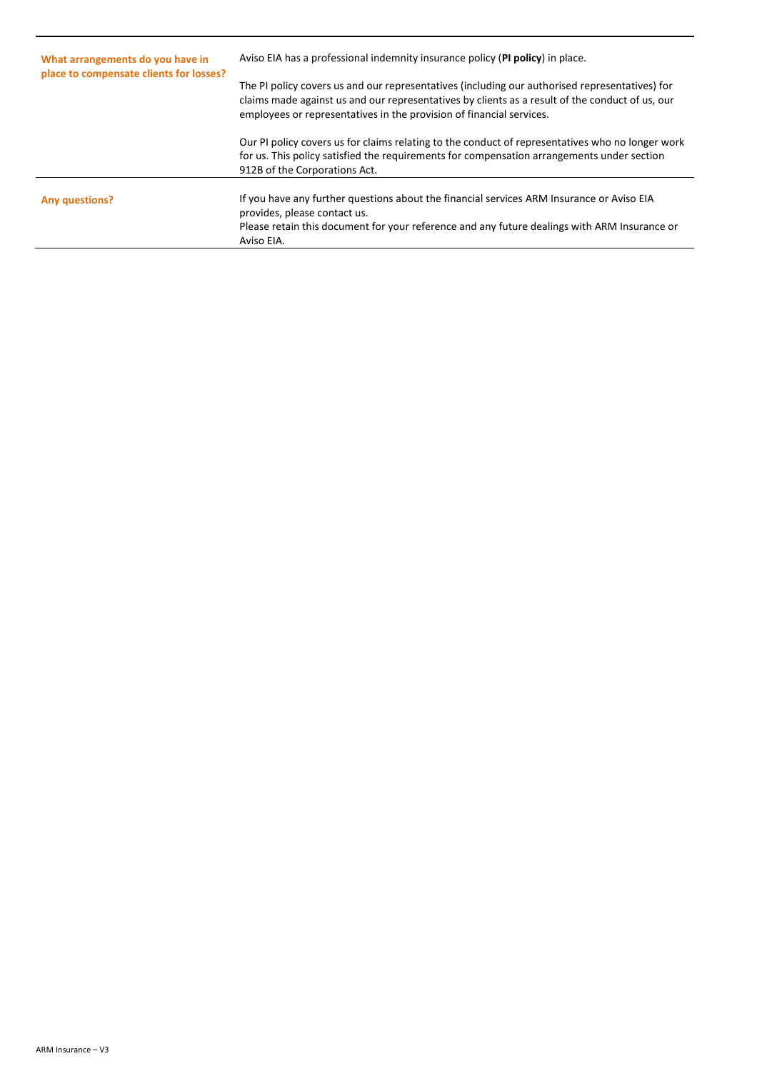| | |
|---|---|
| **What arrangements do you have in place to compensate clients for losses?** | Aviso EIA has a professional indemnity insurance policy (**PI policy**) in place.<br><br>The PI policy covers us and our representatives (including our authorised representatives) for claims made against us and our representatives by clients as a result of the conduct of us, our employees or representatives in the provision of financial services.<br><br>Our PI policy covers us for claims relating to the conduct of representatives who no longer work for us. This policy satisfied the requirements for compensation arrangements under section 912B of the Corporations Act. |
| **Any questions?** | If you have any further questions about the financial services ARM Insurance or Aviso EIA provides, please contact us.<br>Please retain this document for your reference and any future dealings with ARM Insurance or Aviso EIA. |

ARM Insurance – V3